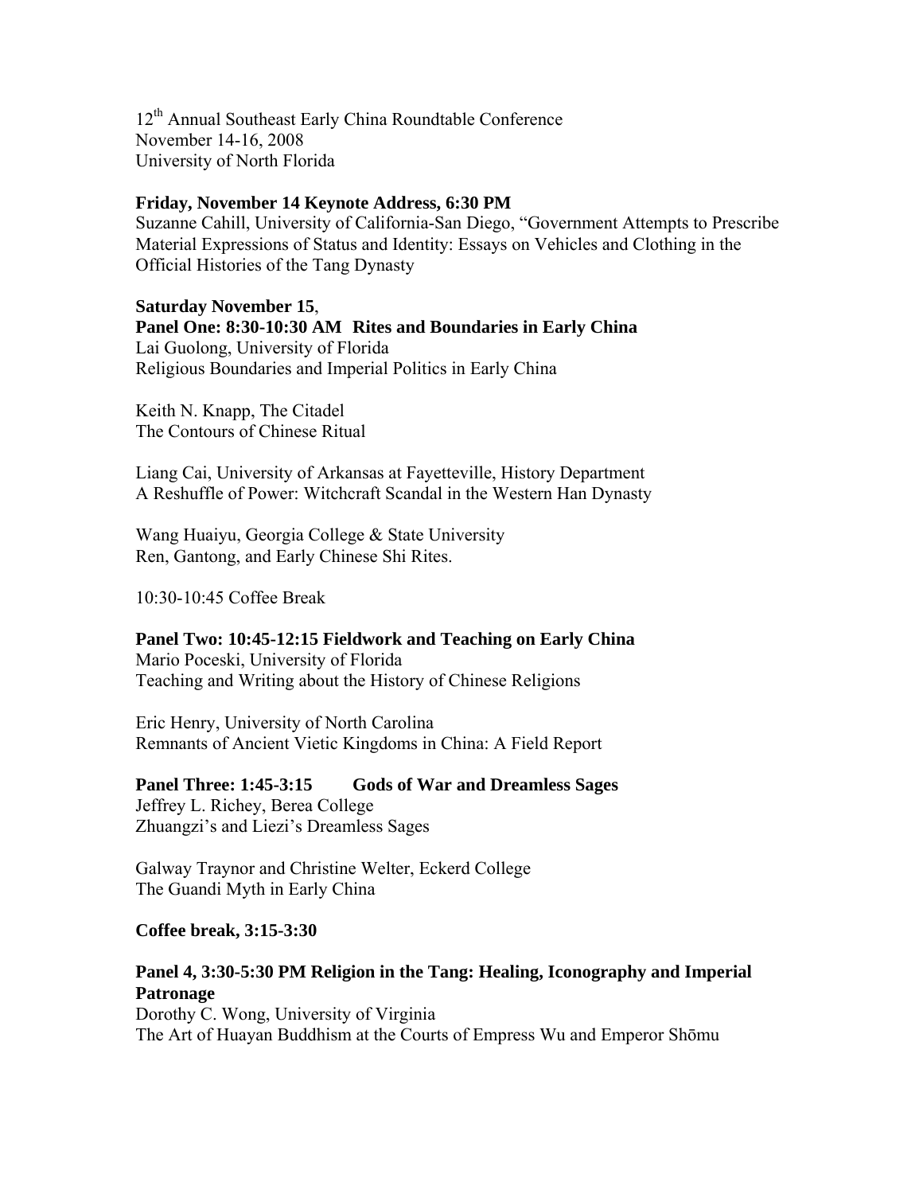12th Annual Southeast Early China Roundtable Conference
November 14-16, 2008
University of North Florida

**Friday, November 14 Keynote Address, 6:30 PM**
Suzanne Cahill, University of California-San Diego, "Government Attempts to Prescribe Material Expressions of Status and Identity: Essays on Vehicles and Clothing in the Official Histories of the Tang Dynasty

**Saturday November 15**,
**Panel One: 8:30-10:30 AM Rites and Boundaries in Early China**
Lai Guolong, University of Florida
Religious Boundaries and Imperial Politics in Early China

Keith N. Knapp, The Citadel
The Contours of Chinese Ritual

Liang Cai, University of Arkansas at Fayetteville, History Department
A Reshuffle of Power: Witchcraft Scandal in the Western Han Dynasty

Wang Huaiyu, Georgia College & State University
Ren, Gantong, and Early Chinese Shi Rites.

10:30-10:45 Coffee Break

**Panel Two: 10:45-12:15 Fieldwork and Teaching on Early China**
Mario Poceski, University of Florida
Teaching and Writing about the History of Chinese Religions

Eric Henry, University of North Carolina
Remnants of Ancient Vietic Kingdoms in China: A Field Report

**Panel Three: 1:45-3:15 Gods of War and Dreamless Sages**
Jeffrey L. Richey, Berea College
Zhuangzi's and Liezi's Dreamless Sages

Galway Traynor and Christine Welter, Eckerd College
The Guandi Myth in Early China

**Coffee break, 3:15-3:30**

**Panel 4, 3:30-5:30 PM Religion in the Tang: Healing, Iconography and Imperial Patronage**
Dorothy C. Wong, University of Virginia
The Art of Huayan Buddhism at the Courts of Empress Wu and Emperor Shōmu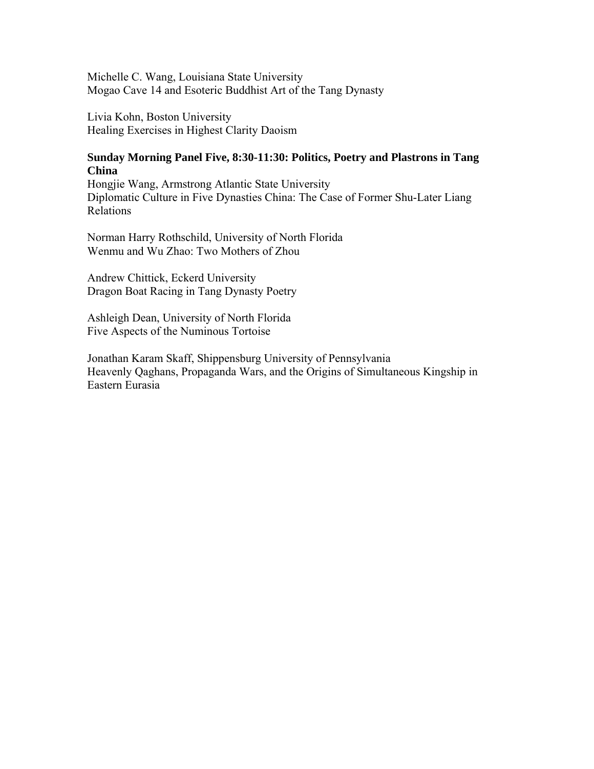Michelle C. Wang, Louisiana State University
Mogao Cave 14 and Esoteric Buddhist Art of the Tang Dynasty

Livia Kohn, Boston University
Healing Exercises in Highest Clarity Daoism

**Sunday Morning Panel Five, 8:30-11:30: Politics, Poetry and Plastrons in Tang China**

Hongjie Wang, Armstrong Atlantic State University
Diplomatic Culture in Five Dynasties China: The Case of Former Shu-Later Liang Relations

Norman Harry Rothschild, University of North Florida
Wenmu and Wu Zhao: Two Mothers of Zhou

Andrew Chittick, Eckerd University
Dragon Boat Racing in Tang Dynasty Poetry

Ashleigh Dean, University of North Florida
Five Aspects of the Numinous Tortoise

Jonathan Karam Skaff, Shippensburg University of Pennsylvania
Heavenly Qaghans, Propaganda Wars, and the Origins of Simultaneous Kingship in Eastern Eurasia